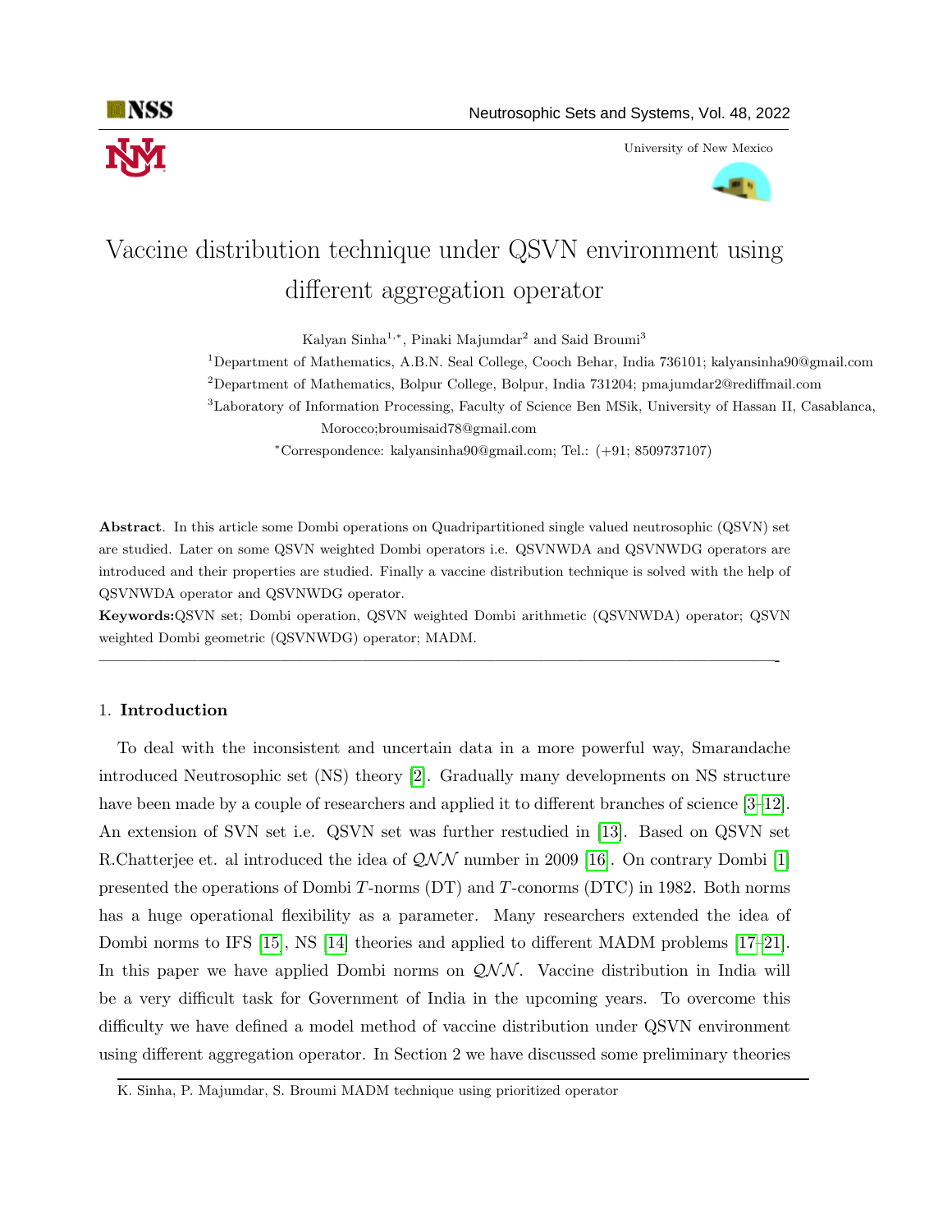# Vaccine distribution technique under QSVN environment using different aggregation operator

Kalyan Sinha[1,*], Pinaki Majumdar[2] and Said Broumi[3]

[1]Department of Mathematics, A.B.N. Seal College, Cooch Behar, India 736101; kalyansinha90@gmail.com

[2]Department of Mathematics, Bolpur College, Bolpur, India 731204; pmajumdar2@rediffmail.com

[3]Laboratory of Information Processing, Faculty of Science Ben MSik, University of Hassan II, Casablanca, Morocco;broumisaid78@gmail.com

[*]Correspondence: kalyansinha90@gmail.com; Tel.: (+91; 8509737107)

**Abstract**. In this article some Dombi operations on Quadripartitioned single valued neutrosophic (QSVN) set are studied. Later on some QSVN weighted Dombi operators i.e. QSVNWDA and QSVNWDG operators are introduced and their properties are studied. Finally a vaccine distribution technique is solved with the help of QSVNWDA operator and QSVNWDG operator.

**Keywords:**QSVN set; Dombi operation, QSVN weighted Dombi arithmetic (QSVNWDA) operator; QSVN weighted Dombi geometric (QSVNWDG) operator; MADM.

---

## 1. **Introduction**

To deal with the inconsistent and uncertain data in a more powerful way, Smarandache introduced Neutrosophic set (NS) theory [2]. Gradually many developments on NS structure have been made by a couple of researchers and applied it to different branches of science [3–12]. An extension of SVN set i.e. QSVN set was further restudied in [13]. Based on QSVN set R.Chatterjee et. al introduced the idea of $\mathcal{QNN}$ number in 2009 [16]. On contrary Dombi [1] presented the operations of Dombi $T$-norms (DT) and $T$-conorms (DTC) in 1982. Both norms has a huge operational flexibility as a parameter. Many researchers extended the idea of Dombi norms to IFS [15], NS [14] theories and applied to different MADM problems [17–21]. In this paper we have applied Dombi norms on $\mathcal{QNN}$. Vaccine distribution in India will be a very difficult task for Government of India in the upcoming years. To overcome this difficulty we have defined a model method of vaccine distribution under QSVN environment using different aggregation operator. In Section 2 we have discussed some preliminary theories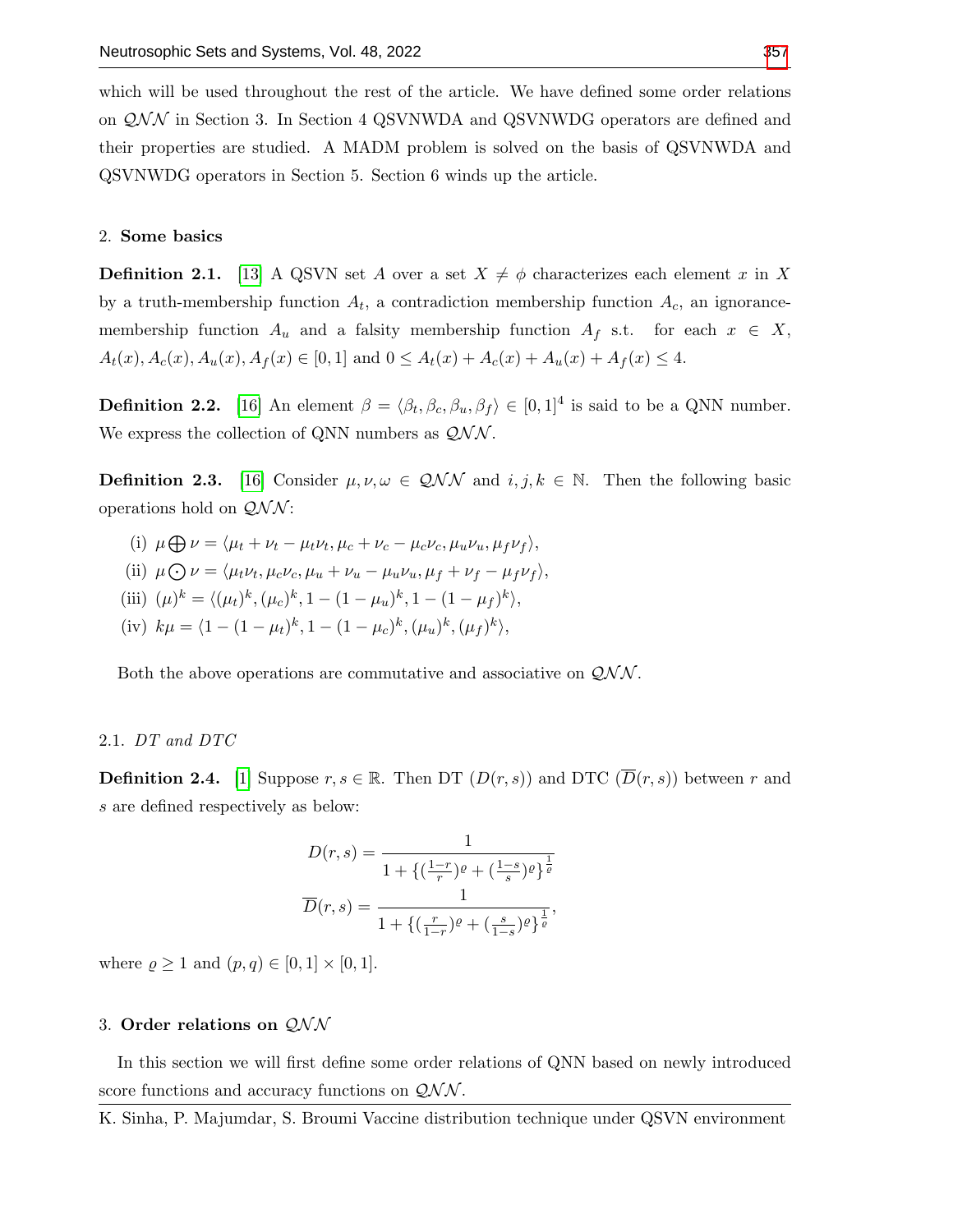which will be used throughout the rest of the article. We have defined some order relations on $\mathcal{QNN}$ in Section 3. In Section 4 QSVNWDA and QSVNWDG operators are defined and their properties are studied. A MADM problem is solved on the basis of QSVNWDA and QSVNWDG operators in Section 5. Section 6 winds up the article.

## 2. Some basics

**Definition 2.1.** [13] A QSVN set $A$ over a set $X \neq \phi$ characterizes each element $x$ in $X$ by a truth-membership function $A_t$, a contradiction membership function $A_c$, an ignorance-membership function $A_u$ and a falsity membership function $A_f$ s.t. for each $x \in X$, $A_t(x), A_c(x), A_u(x), A_f(x) \in [0,1]$ and $0 \leq A_t(x) + A_c(x) + A_u(x) + A_f(x) \leq 4$.

**Definition 2.2.** [16] An element $\beta = \langle \beta_t, \beta_c, \beta_u, \beta_f \rangle \in [0,1]^4$ is said to be a QNN number. We express the collection of QNN numbers as $\mathcal{QNN}$.

**Definition 2.3.** [16] Consider $\mu, \nu, \omega \in \mathcal{QNN}$ and $i, j, k \in \mathbb{N}$. Then the following basic operations hold on $\mathcal{QNN}$:

(i) $\mu \bigoplus \nu = \langle \mu_t + \nu_t - \mu_t\nu_t, \mu_c + \nu_c - \mu_c\nu_c, \mu_u\nu_u, \mu_f\nu_f \rangle$,

(ii) $\mu \bigodot \nu = \langle \mu_t\nu_t, \mu_c\nu_c, \mu_u + \nu_u - \mu_u\nu_u, \mu_f + \nu_f - \mu_f\nu_f \rangle$,

(iii) $(\mu)^k = \langle (\mu_t)^k, (\mu_c)^k, 1 - (1-\mu_u)^k, 1 - (1-\mu_f)^k \rangle$,

(iv) $k\mu = \langle 1 - (1-\mu_t)^k, 1 - (1-\mu_c)^k, (\mu_u)^k, (\mu_f)^k \rangle$,

Both the above operations are commutative and associative on $\mathcal{QNN}$.

### 2.1. *DT and DTC*

**Definition 2.4.** [1] Suppose $r, s \in \mathbb{R}$. Then DT ($D(r,s)$) and DTC ($\overline{D}(r,s)$) between $r$ and $s$ are defined respectively as below:

$$D(r,s) = \frac{1}{1 + \{(\frac{1-r}{r})^{\varrho} + (\frac{1-s}{s})^{\varrho}\}^{\frac{1}{\varrho}}}$$

$$\overline{D}(r,s) = \frac{1}{1 + \{(\frac{r}{1-r})^{\varrho} + (\frac{s}{1-s})^{\varrho}\}^{\frac{1}{\varrho}}},$$

where $\varrho \geq 1$ and $(p,q) \in [0,1] \times [0,1]$.

## 3. Order relations on $\mathcal{QNN}$

In this section we will first define some order relations of QNN based on newly introduced score functions and accuracy functions on $\mathcal{QNN}$.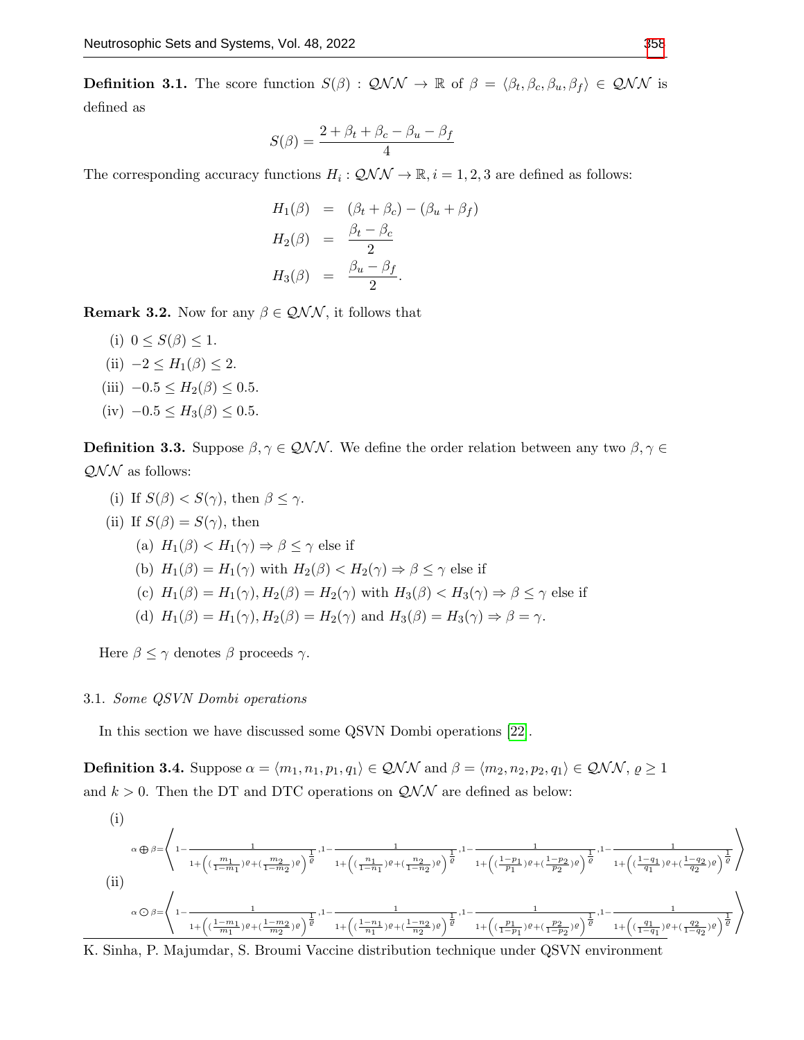**Definition 3.1.** The score function $S(\beta) : \mathcal{QNN} \to \mathbb{R}$ of $\beta = \langle \beta_t, \beta_c, \beta_u, \beta_f \rangle \in \mathcal{QNN}$ is defined as

$$S(\beta) = \frac{2 + \beta_t + \beta_c - \beta_u - \beta_f}{4}$$

The corresponding accuracy functions $H_i : \mathcal{QNN} \to \mathbb{R}, i = 1, 2, 3$ are defined as follows:

$$\begin{aligned}
H_1(\beta) &= (\beta_t + \beta_c) - (\beta_u + \beta_f) \\
H_2(\beta) &= \frac{\beta_t - \beta_c}{2} \\
H_3(\beta) &= \frac{\beta_u - \beta_f}{2}.
\end{aligned}$$

**Remark 3.2.** Now for any $\beta \in \mathcal{QNN}$, it follows that

(i) $0 \leq S(\beta) \leq 1$.

(ii) $-2 \leq H_1(\beta) \leq 2$.

(iii) $-0.5 \leq H_2(\beta) \leq 0.5$.

(iv) $-0.5 \leq H_3(\beta) \leq 0.5$.

**Definition 3.3.** Suppose $\beta, \gamma \in \mathcal{QNN}$. We define the order relation between any two $\beta, \gamma \in \mathcal{QNN}$ as follows:

(i) If $S(\beta) < S(\gamma)$, then $\beta \leq \gamma$.

(ii) If $S(\beta) = S(\gamma)$, then

(a) $H_1(\beta) < H_1(\gamma) \Rightarrow \beta \leq \gamma$ else if

(b) $H_1(\beta) = H_1(\gamma)$ with $H_2(\beta) < H_2(\gamma) \Rightarrow \beta \leq \gamma$ else if

(c) $H_1(\beta) = H_1(\gamma), H_2(\beta) = H_2(\gamma)$ with $H_3(\beta) < H_3(\gamma) \Rightarrow \beta \leq \gamma$ else if

(d) $H_1(\beta) = H_1(\gamma), H_2(\beta) = H_2(\gamma)$ and $H_3(\beta) = H_3(\gamma) \Rightarrow \beta = \gamma$.

Here $\beta \leq \gamma$ denotes $\beta$ proceeds $\gamma$.

### 3.1. *Some QSVN Dombi operations*

In this section we have discussed some QSVN Dombi operations [22].

**Definition 3.4.** Suppose $\alpha = \langle m_1, n_1, p_1, q_1 \rangle \in \mathcal{QNN}$ and $\beta = \langle m_2, n_2, p_2, q_1 \rangle \in \mathcal{QNN}$, $\varrho \geq 1$ and $k > 0$. Then the DT and DTC operations on $\mathcal{QNN}$ are defined as below:

(i)

$$\alpha \oplus \beta = \left\langle 1 - \frac{1}{1 + \left( (\frac{m_1}{1-m_1})^\varrho + (\frac{m_2}{1-m_2})^\varrho \right)^{\frac{1}{\varrho}}}, 1 - \frac{1}{1 + \left( (\frac{n_1}{1-n_1})^\varrho + (\frac{n_2}{1-n_2})^\varrho \right)^{\frac{1}{\varrho}}}, 1 - \frac{1}{1 + \left( (\frac{1-p_1}{p_1})^\varrho + (\frac{1-p_2}{p_2})^\varrho \right)^{\frac{1}{\varrho}}}, 1 - \frac{1}{1 + \left( (\frac{1-q_1}{q_1})^\varrho + (\frac{1-q_2}{q_2})^\varrho \right)^{\frac{1}{\varrho}}} \right\rangle$$

(ii)

$$\alpha \odot \beta = \left\langle 1 - \frac{1}{1 + \left( (\frac{1-m_1}{m_1})^\varrho + (\frac{1-m_2}{m_2})^\varrho \right)^{\frac{1}{\varrho}}}, 1 - \frac{1}{1 + \left( (\frac{1-n_1}{n_1})^\varrho + (\frac{1-n_2}{n_2})^\varrho \right)^{\frac{1}{\varrho}}}, 1 - \frac{1}{1 + \left( (\frac{p_1}{1-p_1})^\varrho + (\frac{p_2}{1-p_2})^\varrho \right)^{\frac{1}{\varrho}}}, 1 - \frac{1}{1 + \left( (\frac{q_1}{1-q_1})^\varrho + (\frac{q_2}{1-q_2})^\varrho \right)^{\frac{1}{\varrho}}} \right\rangle$$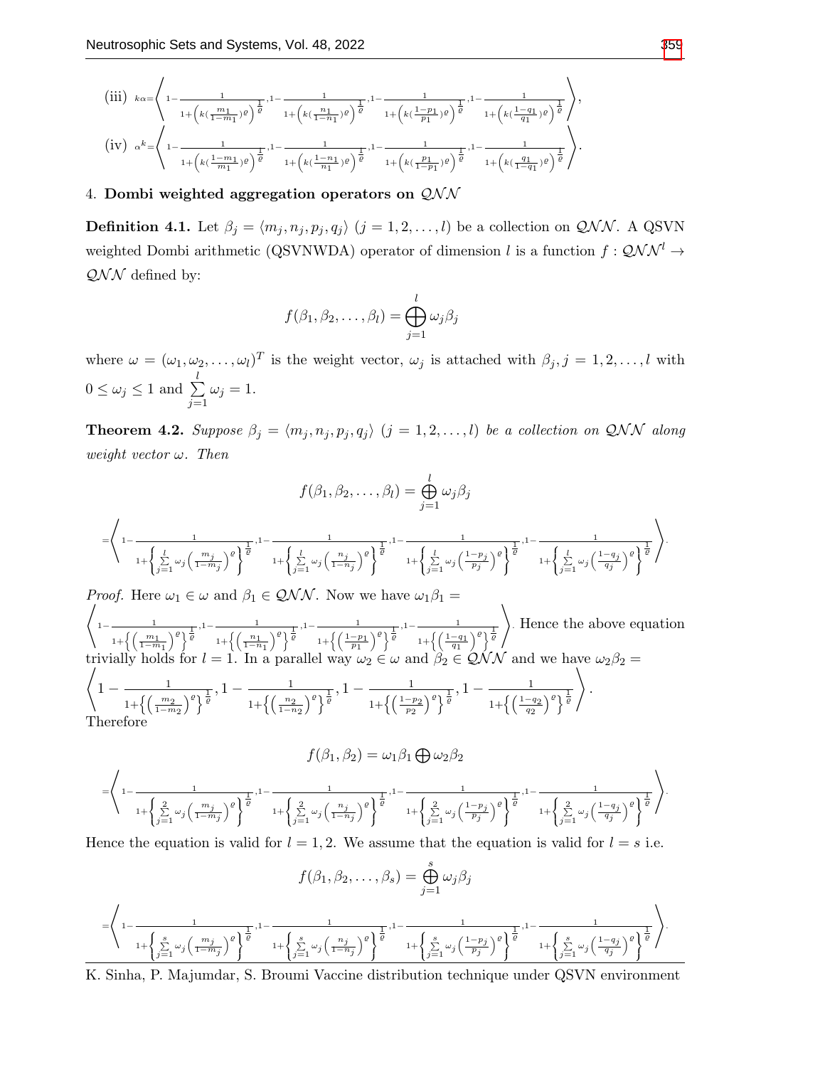(iii) $k\alpha = \left\langle 1 - \frac{1}{1+\left(k(\frac{m_1}{1-m_1})^{\varrho}\right)^{\frac{1}{\varrho}}}, 1 - \frac{1}{1+\left(k(\frac{n_1}{1-n_1})^{\varrho}\right)^{\frac{1}{\varrho}}}, 1 - \frac{1}{1+\left(k(\frac{1-p_1}{p_1})^{\varrho}\right)^{\frac{1}{\varrho}}}, 1 - \frac{1}{1+\left(k(\frac{1-q_1}{q_1})^{\varrho}\right)^{\frac{1}{\varrho}}} \right\rangle,$

(iv) $\alpha^k = \left\langle 1 - \frac{1}{1+\left(k(\frac{1-m_1}{m_1})^{\varrho}\right)^{\frac{1}{\varrho}}}, 1 - \frac{1}{1+\left(k(\frac{1-n_1}{n_1})^{\varrho}\right)^{\frac{1}{\varrho}}}, 1 - \frac{1}{1+\left(k(\frac{p_1}{1-p_1})^{\varrho}\right)^{\frac{1}{\varrho}}}, 1 - \frac{1}{1+\left(k(\frac{q_1}{1-q_1})^{\varrho}\right)^{\frac{1}{\varrho}}} \right\rangle.$

## 4. Dombi weighted aggregation operators on $\mathcal{QNN}$

**Definition 4.1.** Let $\beta_j = \langle m_j, n_j, p_j, q_j \rangle$ $(j = 1, 2, \ldots, l)$ be a collection on $\mathcal{QNN}$. A QSVN weighted Dombi arithmetic (QSVNWDA) operator of dimension $l$ is a function $f : \mathcal{QNN}^l \to \mathcal{QNN}$ defined by:

$$f(\beta_1, \beta_2, \ldots, \beta_l) = \bigoplus_{j=1}^{l} \omega_j \beta_j$$

where $\omega = (\omega_1, \omega_2, \ldots, \omega_l)^T$ is the weight vector, $\omega_j$ is attached with $\beta_j, j = 1, 2, \ldots, l$ with $0 \le \omega_j \le 1$ and $\sum_{j=1}^{l} \omega_j = 1$.

**Theorem 4.2.** *Suppose $\beta_j = \langle m_j, n_j, p_j, q_j \rangle$ $(j = 1, 2, \ldots, l)$ be a collection on $\mathcal{QNN}$ along weight vector $\omega$. Then*

$$f(\beta_1, \beta_2, \ldots, \beta_l) = \bigoplus_{j=1}^{l} \omega_j \beta_j$$

$$= \left\langle 1 - \frac{1}{1+\left\{\sum_{j=1}^{l} \omega_j \left(\frac{m_j}{1-m_j}\right)^{\varrho}\right\}^{\frac{1}{\varrho}}}, 1 - \frac{1}{1+\left\{\sum_{j=1}^{l} \omega_j \left(\frac{n_j}{1-n_j}\right)^{\varrho}\right\}^{\frac{1}{\varrho}}}, 1 - \frac{1}{1+\left\{\sum_{j=1}^{l} \omega_j \left(\frac{1-p_j}{p_j}\right)^{\varrho}\right\}^{\frac{1}{\varrho}}}, 1 - \frac{1}{1+\left\{\sum_{j=1}^{l} \omega_j \left(\frac{1-q_j}{q_j}\right)^{\varrho}\right\}^{\frac{1}{\varrho}}} \right\rangle.$$

*Proof.* Here $\omega_1 \in \omega$ and $\beta_1 \in \mathcal{QNN}$. Now we have $\omega_1 \beta_1 =$
$\left\langle 1 - \frac{1}{1+\left\{\left(\frac{m_1}{1-m_1}\right)^{\varrho}\right\}^{\frac{1}{\varrho}}}, 1 - \frac{1}{1+\left\{\left(\frac{n_1}{1-n_1}\right)^{\varrho}\right\}^{\frac{1}{\varrho}}}, 1 - \frac{1}{1+\left\{\left(\frac{1-p_1}{p_1}\right)^{\varrho}\right\}^{\frac{1}{\varrho}}}, 1 - \frac{1}{1+\left\{\left(\frac{1-q_1}{q_1}\right)^{\varrho}\right\}^{\frac{1}{\varrho}}} \right\rangle$. Hence the above equation trivially holds for $l = 1$. In a parallel way $\omega_2 \in \omega$ and $\beta_2 \in \mathcal{QNN}$ and we have $\omega_2 \beta_2 =$
$\left\langle 1 - \frac{1}{1+\left\{\left(\frac{m_2}{1-m_2}\right)^{\varrho}\right\}^{\frac{1}{\varrho}}}, 1 - \frac{1}{1+\left\{\left(\frac{n_2}{1-n_2}\right)^{\varrho}\right\}^{\frac{1}{\varrho}}}, 1 - \frac{1}{1+\left\{\left(\frac{1-p_2}{p_2}\right)^{\varrho}\right\}^{\frac{1}{\varrho}}}, 1 - \frac{1}{1+\left\{\left(\frac{1-q_2}{q_2}\right)^{\varrho}\right\}^{\frac{1}{\varrho}}} \right\rangle$.
Therefore

$$f(\beta_1, \beta_2) = \omega_1 \beta_1 \bigoplus \omega_2 \beta_2$$

$$= \left\langle 1 - \frac{1}{1+\left\{\sum_{j=1}^{2} \omega_j \left(\frac{m_j}{1-m_j}\right)^{\varrho}\right\}^{\frac{1}{\varrho}}}, 1 - \frac{1}{1+\left\{\sum_{j=1}^{2} \omega_j \left(\frac{n_j}{1-n_j}\right)^{\varrho}\right\}^{\frac{1}{\varrho}}}, 1 - \frac{1}{1+\left\{\sum_{j=1}^{2} \omega_j \left(\frac{1-p_j}{p_j}\right)^{\varrho}\right\}^{\frac{1}{\varrho}}}, 1 - \frac{1}{1+\left\{\sum_{j=1}^{2} \omega_j \left(\frac{1-q_j}{q_j}\right)^{\varrho}\right\}^{\frac{1}{\varrho}}} \right\rangle.$$

Hence the equation is valid for $l = 1, 2$. We assume that the equation is valid for $l = s$ i.e.

$$f(\beta_1, \beta_2, \ldots, \beta_s) = \bigoplus_{j=1}^{s} \omega_j \beta_j$$

$$= \left\langle 1 - \frac{1}{1+\left\{\sum_{j=1}^{s} \omega_j \left(\frac{m_j}{1-m_j}\right)^{\varrho}\right\}^{\frac{1}{\varrho}}}, 1 - \frac{1}{1+\left\{\sum_{j=1}^{s} \omega_j \left(\frac{n_j}{1-n_j}\right)^{\varrho}\right\}^{\frac{1}{\varrho}}}, 1 - \frac{1}{1+\left\{\sum_{j=1}^{s} \omega_j \left(\frac{1-p_j}{p_j}\right)^{\varrho}\right\}^{\frac{1}{\varrho}}}, 1 - \frac{1}{1+\left\{\sum_{j=1}^{s} \omega_j \left(\frac{1-q_j}{q_j}\right)^{\varrho}\right\}^{\frac{1}{\varrho}}} \right\rangle.$$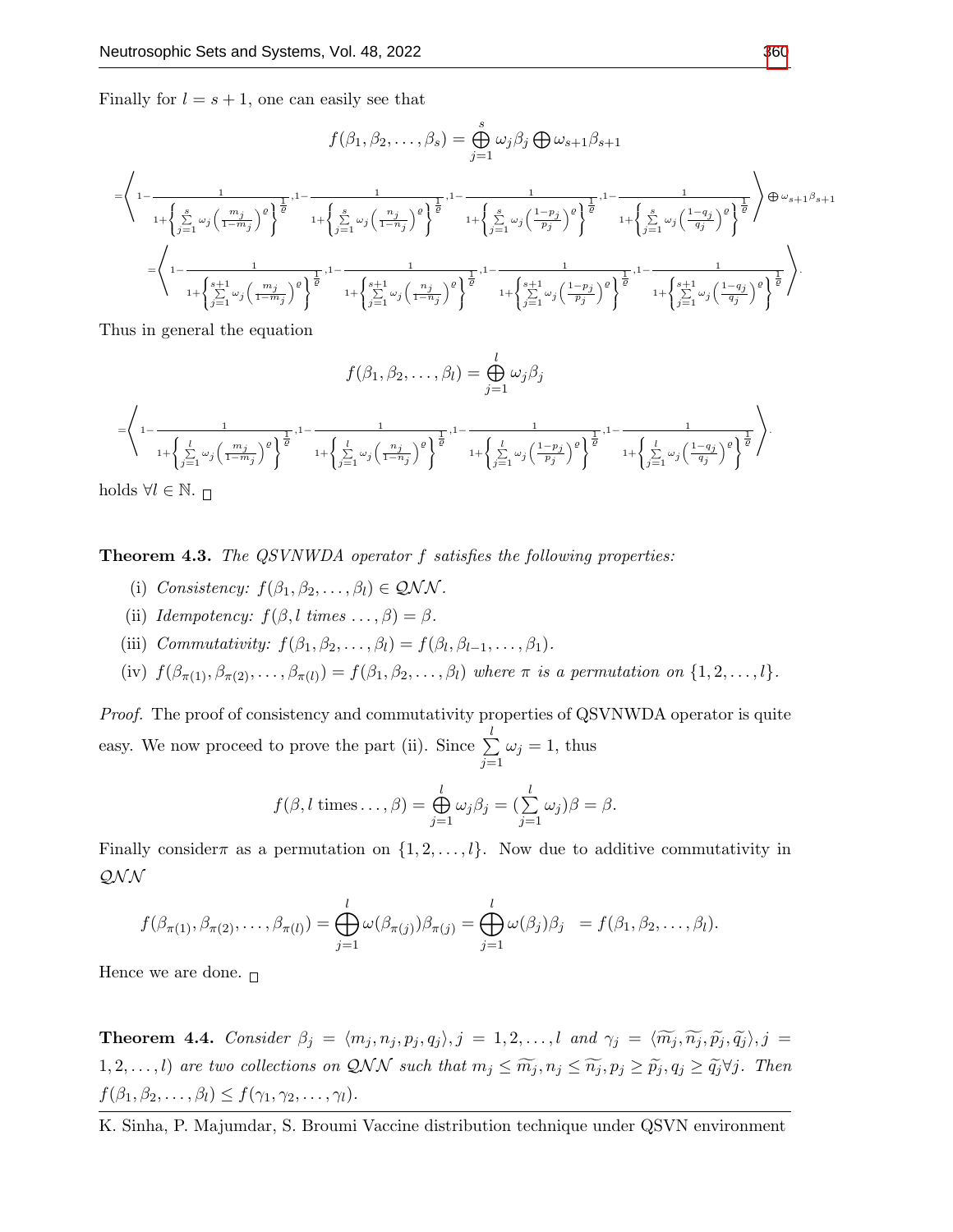Finally for $l = s + 1$, one can easily see that

$$f(\beta_1, \beta_2, \ldots, \beta_s) = \bigoplus_{j=1}^{s} \omega_j \beta_j \bigoplus \omega_{s+1}\beta_{s+1}$$

$$= \left\langle 1 - \frac{1}{1 + \left\{\sum_{j=1}^{s} \omega_j \left(\frac{m_j}{1-m_j}\right)^{\varrho}\right\}^{\frac{1}{\varrho}}}, 1 - \frac{1}{1 + \left\{\sum_{j=1}^{s} \omega_j \left(\frac{n_j}{1-n_j}\right)^{\varrho}\right\}^{\frac{1}{\varrho}}}, 1 - \frac{1}{1 + \left\{\sum_{j=1}^{s} \omega_j \left(\frac{1-p_j}{p_j}\right)^{\varrho}\right\}^{\frac{1}{\varrho}}}, 1 - \frac{1}{1 + \left\{\sum_{j=1}^{s} \omega_j \left(\frac{1-q_j}{q_j}\right)^{\varrho}\right\}^{\frac{1}{\varrho}}} \right\rangle \oplus \omega_{s+1}\beta_{s+1}$$

$$= \left\langle 1 - \frac{1}{1 + \left\{\sum_{j=1}^{s+1} \omega_j \left(\frac{m_j}{1-m_j}\right)^{\varrho}\right\}^{\frac{1}{\varrho}}}, 1 - \frac{1}{1 + \left\{\sum_{j=1}^{s+1} \omega_j \left(\frac{n_j}{1-n_j}\right)^{\varrho}\right\}^{\frac{1}{\varrho}}}, 1 - \frac{1}{1 + \left\{\sum_{j=1}^{s+1} \omega_j \left(\frac{1-p_j}{p_j}\right)^{\varrho}\right\}^{\frac{1}{\varrho}}}, 1 - \frac{1}{1 + \left\{\sum_{j=1}^{s+1} \omega_j \left(\frac{1-q_j}{q_j}\right)^{\varrho}\right\}^{\frac{1}{\varrho}}} \right\rangle.$$

Thus in general the equation

$$f(\beta_1, \beta_2, \ldots, \beta_l) = \bigoplus_{j=1}^{l} \omega_j \beta_j$$

$$= \left\langle 1 - \frac{1}{1 + \left\{\sum_{j=1}^{l} \omega_j \left(\frac{m_j}{1-m_j}\right)^{\varrho}\right\}^{\frac{1}{\varrho}}}, 1 - \frac{1}{1 + \left\{\sum_{j=1}^{l} \omega_j \left(\frac{n_j}{1-n_j}\right)^{\varrho}\right\}^{\frac{1}{\varrho}}}, 1 - \frac{1}{1 + \left\{\sum_{j=1}^{l} \omega_j \left(\frac{1-p_j}{p_j}\right)^{\varrho}\right\}^{\frac{1}{\varrho}}}, 1 - \frac{1}{1 + \left\{\sum_{j=1}^{l} \omega_j \left(\frac{1-q_j}{q_j}\right)^{\varrho}\right\}^{\frac{1}{\varrho}}} \right\rangle.$$

holds $\forall l \in \mathbb{N}$. □

**Theorem 4.3.** *The QSVNWDA operator $f$ satisfies the following properties:*

(i) *Consistency:* $f(\beta_1, \beta_2, \ldots, \beta_l) \in \mathcal{QNN}$.

(ii) *Idempotency:* $f(\beta, l \text{ times } \ldots, \beta) = \beta$.

(iii) *Commutativity:* $f(\beta_1, \beta_2, \ldots, \beta_l) = f(\beta_l, \beta_{l-1}, \ldots, \beta_1)$.

(iv) $f(\beta_{\pi(1)}, \beta_{\pi(2)}, \ldots, \beta_{\pi(l)}) = f(\beta_1, \beta_2, \ldots, \beta_l)$ *where $\pi$ is a permutation on $\{1, 2, \ldots, l\}$.*

*Proof.* The proof of consistency and commutativity properties of QSVNWDA operator is quite easy. We now proceed to prove the part (ii). Since $\sum_{j=1}^{l} \omega_j = 1$, thus

$$f(\beta, l \text{ times} \ldots, \beta) = \bigoplus_{j=1}^{l} \omega_j \beta_j = (\sum_{j=1}^{l} \omega_j)\beta = \beta.$$

Finally consider$\pi$ as a permutation on $\{1, 2, \ldots, l\}$. Now due to additive commutativity in $\mathcal{QNN}$

$$f(\beta_{\pi(1)}, \beta_{\pi(2)}, \ldots, \beta_{\pi(l)}) = \bigoplus_{j=1}^{l} \omega(\beta_{\pi(j)})\beta_{\pi(j)} = \bigoplus_{j=1}^{l} \omega(\beta_j)\beta_j \;\; = f(\beta_1, \beta_2, \ldots, \beta_l).$$

Hence we are done. □

**Theorem 4.4.** *Consider $\beta_j = \langle m_j, n_j, p_j, q_j \rangle, j = 1, 2, \ldots, l$ and $\gamma_j = \langle \widetilde{m_j}, \widetilde{n_j}, \widetilde{p_j}, \widetilde{q_j} \rangle, j = 1, 2, \ldots, l)$ are two collections on $\mathcal{QNN}$ such that $m_j \leq \widetilde{m_j}, n_j \leq \widetilde{n_j}, p_j \geq \widetilde{p_j}, q_j \geq \widetilde{q_j} \forall j$. Then $f(\beta_1, \beta_2, \ldots, \beta_l) \leq f(\gamma_1, \gamma_2, \ldots, \gamma_l)$.*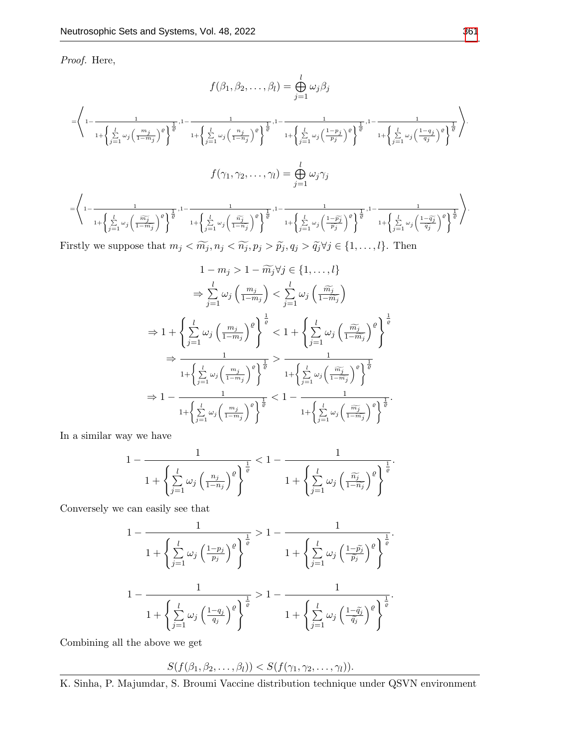*Proof.* Here,

$$f(\beta_1, \beta_2, \ldots, \beta_l) = \bigoplus_{j=1}^{l} \omega_j \beta_j$$

$$= \left\langle 1 - \frac{1}{1 + \left\{ \sum_{j=1}^{l} \omega_j \left( \frac{m_j}{1 - m_j} \right)^{\varrho} \right\}^{\frac{1}{\varrho}}}, 1 - \frac{1}{1 + \left\{ \sum_{j=1}^{l} \omega_j \left( \frac{n_j}{1 - n_j} \right)^{\varrho} \right\}^{\frac{1}{\varrho}}}, 1 - \frac{1}{1 + \left\{ \sum_{j=1}^{l} \omega_j \left( \frac{1 - p_j}{p_j} \right)^{\varrho} \right\}^{\frac{1}{\varrho}}}, 1 - \frac{1}{1 + \left\{ \sum_{j=1}^{l} \omega_j \left( \frac{1 - q_j}{q_j} \right)^{\varrho} \right\}^{\frac{1}{\varrho}}} \right\rangle.$$

$$f(\gamma_1, \gamma_2, \ldots, \gamma_l) = \bigoplus_{j=1}^{l} \omega_j \gamma_j$$

$$= \left\langle 1 - \frac{1}{1 + \left\{ \sum_{j=1}^{l} \omega_j \left( \frac{\widetilde{m_j}}{1 - \widetilde{m_j}} \right)^{\varrho} \right\}^{\frac{1}{\varrho}}}, 1 - \frac{1}{1 + \left\{ \sum_{j=1}^{l} \omega_j \left( \frac{\widetilde{n_j}}{1 - \widetilde{n_j}} \right)^{\varrho} \right\}^{\frac{1}{\varrho}}}, 1 - \frac{1}{1 + \left\{ \sum_{j=1}^{l} \omega_j \left( \frac{1 - \widetilde{p_j}}{\widetilde{p_j}} \right)^{\varrho} \right\}^{\frac{1}{\varrho}}}, 1 - \frac{1}{1 + \left\{ \sum_{j=1}^{l} \omega_j \left( \frac{1 - \widetilde{q_j}}{\widetilde{q_j}} \right)^{\varrho} \right\}^{\frac{1}{\varrho}}} \right\rangle.$$

Firstly we suppose that $m_j < \widetilde{m_j}, n_j < \widetilde{n_j}, p_j > \widetilde{p_j}, q_j > \widetilde{q_j} \forall j \in \{1, \ldots, l\}$. Then

$$1 - m_j > 1 - \widetilde{m_j} \forall j \in \{1, \ldots, l\}$$

$$\Rightarrow \sum_{j=1}^{l} \omega_j \left( \frac{m_j}{1 - m_j} \right) < \sum_{j=1}^{l} \omega_j \left( \frac{\widetilde{m_j}}{1 - \widetilde{m_j}} \right)$$

$$\Rightarrow 1 + \left\{ \sum_{j=1}^{l} \omega_j \left( \frac{m_j}{1 - m_j} \right)^{\varrho} \right\}^{\frac{1}{\varrho}} < 1 + \left\{ \sum_{j=1}^{l} \omega_j \left( \frac{\widetilde{m_j}}{1 - \widetilde{m_j}} \right)^{\varrho} \right\}^{\frac{1}{\varrho}}$$

$$\Rightarrow \frac{1}{1 + \left\{ \sum_{j=1}^{l} \omega_j \left( \frac{m_j}{1 - m_j} \right)^{\varrho} \right\}^{\frac{1}{\varrho}}} > \frac{1}{1 + \left\{ \sum_{j=1}^{l} \omega_j \left( \frac{\widetilde{m_j}}{1 - \widetilde{m_j}} \right)^{\varrho} \right\}^{\frac{1}{\varrho}}}$$

$$\Rightarrow 1 - \frac{1}{1 + \left\{ \sum_{j=1}^{l} \omega_j \left( \frac{m_j}{1 - m_j} \right)^{\varrho} \right\}^{\frac{1}{\varrho}}} < 1 - \frac{1}{1 + \left\{ \sum_{j=1}^{l} \omega_j \left( \frac{\widetilde{m_j}}{1 - \widetilde{m_j}} \right)^{\varrho} \right\}^{\frac{1}{\varrho}}}.$$

In a similar way we have

$$1 - \frac{1}{1 + \left\{ \sum_{j=1}^{l} \omega_j \left( \frac{n_j}{1 - n_j} \right)^{\varrho} \right\}^{\frac{1}{\varrho}}} < 1 - \frac{1}{1 + \left\{ \sum_{j=1}^{l} \omega_j \left( \frac{\widetilde{n_j}}{1 - \widetilde{n_j}} \right)^{\varrho} \right\}^{\frac{1}{\varrho}}}.$$

Conversely we can easily see that

$$1 - \frac{1}{1 + \left\{ \sum_{j=1}^{l} \omega_j \left( \frac{1 - p_j}{p_j} \right)^{\varrho} \right\}^{\frac{1}{\varrho}}} > 1 - \frac{1}{1 + \left\{ \sum_{j=1}^{l} \omega_j \left( \frac{1 - \widetilde{p_j}}{\widetilde{p_j}} \right)^{\varrho} \right\}^{\frac{1}{\varrho}}}.$$

$$1 - \frac{1}{1 + \left\{ \sum_{j=1}^{l} \omega_j \left( \frac{1 - q_j}{q_j} \right)^{\varrho} \right\}^{\frac{1}{\varrho}}} > 1 - \frac{1}{1 + \left\{ \sum_{j=1}^{l} \omega_j \left( \frac{1 - \widetilde{q_j}}{\widetilde{q_j}} \right)^{\varrho} \right\}^{\frac{1}{\varrho}}}.$$

Combining all the above we get

$$S(f(\beta_1, \beta_2, \ldots, \beta_l)) < S(f(\gamma_1, \gamma_2, \ldots, \gamma_l)).$$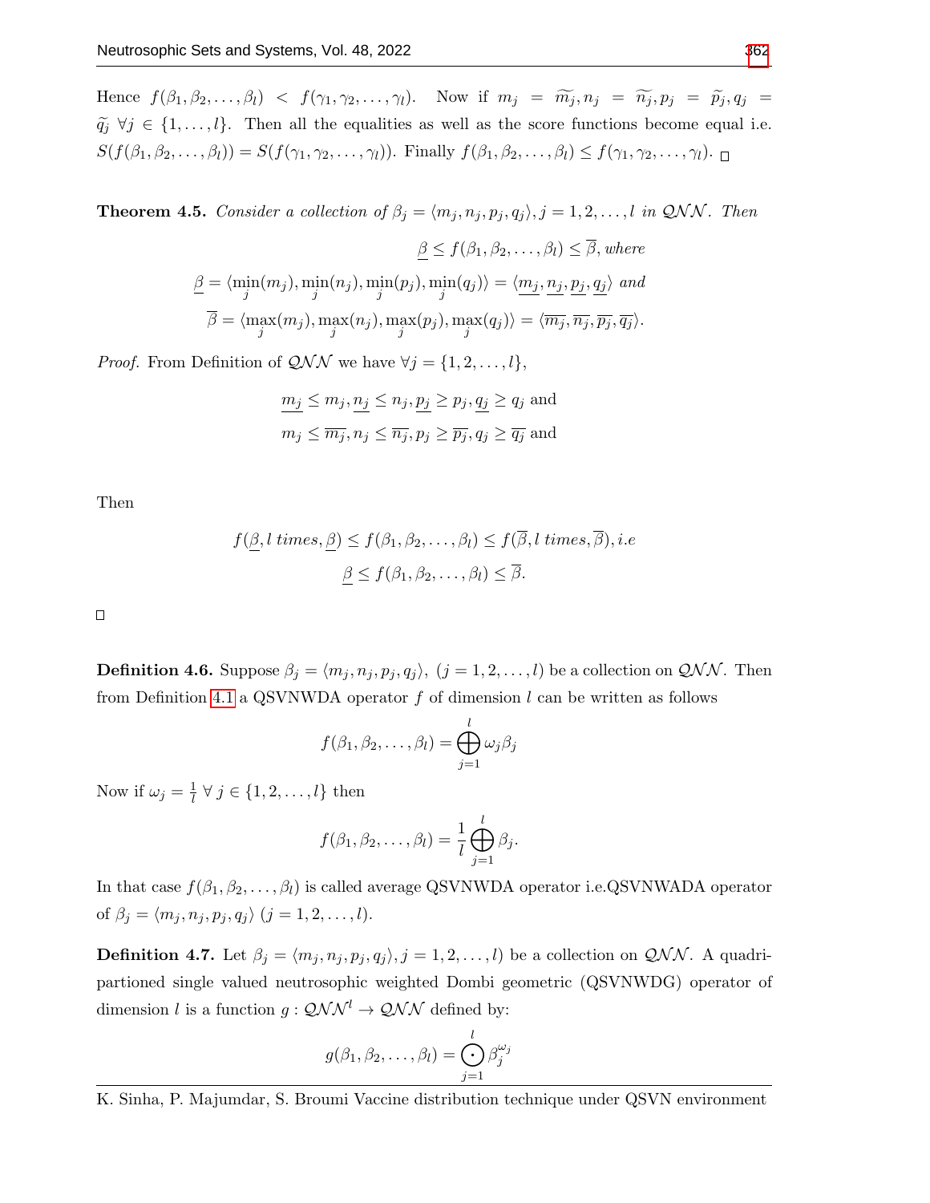Hence $f(\beta_1, \beta_2, \ldots, \beta_l) < f(\gamma_1, \gamma_2, \ldots, \gamma_l)$. Now if $m_j = \widetilde{m_j}, n_j = \widetilde{n_j}, p_j = \widetilde{p_j}, q_j = \widetilde{q_j}$ $\forall j \in \{1, \ldots, l\}$. Then all the equalities as well as the score functions become equal i.e. $S(f(\beta_1, \beta_2, \ldots, \beta_l)) = S(f(\gamma_1, \gamma_2, \ldots, \gamma_l))$. Finally $f(\beta_1, \beta_2, \ldots, \beta_l) \leq f(\gamma_1, \gamma_2, \ldots, \gamma_l)$. □

**Theorem 4.5.** *Consider a collection of* $\beta_j = \langle m_j, n_j, p_j, q_j \rangle, j = 1, 2, \ldots, l$ *in* $\mathcal{QNN}$. *Then*

$$\underline{\beta} \leq f(\beta_1, \beta_2, \ldots, \beta_l) \leq \overline{\beta}, \text{ where}$$

$$\underline{\beta} = \langle \min_j(m_j), \min_j(n_j), \min_j(p_j), \min_j(q_j) \rangle = \langle \underline{m_j}, \underline{n_j}, \underline{p_j}, \underline{q_j} \rangle \text{ and}$$

$$\overline{\beta} = \langle \max_j(m_j), \max_j(n_j), \max_j(p_j), \max_j(q_j) \rangle = \langle \overline{m_j}, \overline{n_j}, \overline{p_j}, \overline{q_j} \rangle.$$

*Proof.* From Definition of $\mathcal{QNN}$ we have $\forall j = \{1, 2, \ldots, l\}$,

$$\underline{m_j} \leq m_j, \underline{n_j} \leq n_j, \underline{p_j} \geq p_j, \underline{q_j} \geq q_j \text{ and}$$

$$m_j \leq \overline{m_j}, n_j \leq \overline{n_j}, p_j \geq \overline{p_j}, q_j \geq \overline{q_j} \text{ and}$$

Then

$$f(\underline{\beta}, l \text{ times}, \underline{\beta}) \leq f(\beta_1, \beta_2, \ldots, \beta_l) \leq f(\overline{\beta}, l \text{ times}, \overline{\beta}), i.e$$

$$\underline{\beta} \leq f(\beta_1, \beta_2, \ldots, \beta_l) \leq \overline{\beta}.$$

□

**Definition 4.6.** Suppose $\beta_j = \langle m_j, n_j, p_j, q_j \rangle$, $(j = 1, 2, \ldots, l)$ be a collection on $\mathcal{QNN}$. Then from Definition 4.1 a QSVNWDA operator $f$ of dimension $l$ can be written as follows

$$f(\beta_1, \beta_2, \ldots, \beta_l) = \bigoplus_{j=1}^{l} \omega_j \beta_j$$

Now if $\omega_j = \frac{1}{l}$ $\forall$ $j \in \{1, 2, \ldots, l\}$ then

$$f(\beta_1, \beta_2, \ldots, \beta_l) = \frac{1}{l} \bigoplus_{j=1}^{l} \beta_j.$$

In that case $f(\beta_1, \beta_2, \ldots, \beta_l)$ is called average QSVNWDA operator i.e.QSVNWADA operator of $\beta_j = \langle m_j, n_j, p_j, q_j \rangle$ $(j = 1, 2, \ldots, l)$.

**Definition 4.7.** Let $\beta_j = \langle m_j, n_j, p_j, q_j \rangle, j = 1, 2, \ldots, l)$ be a collection on $\mathcal{QNN}$. A quadripartioned single valued neutrosophic weighted Dombi geometric (QSVNWDG) operator of dimension $l$ is a function $g : \mathcal{QNN}^l \rightarrow \mathcal{QNN}$ defined by:

$$g(\beta_1, \beta_2, \ldots, \beta_l) = \bigodot_{j=1}^{l} \beta_j^{\omega_j}$$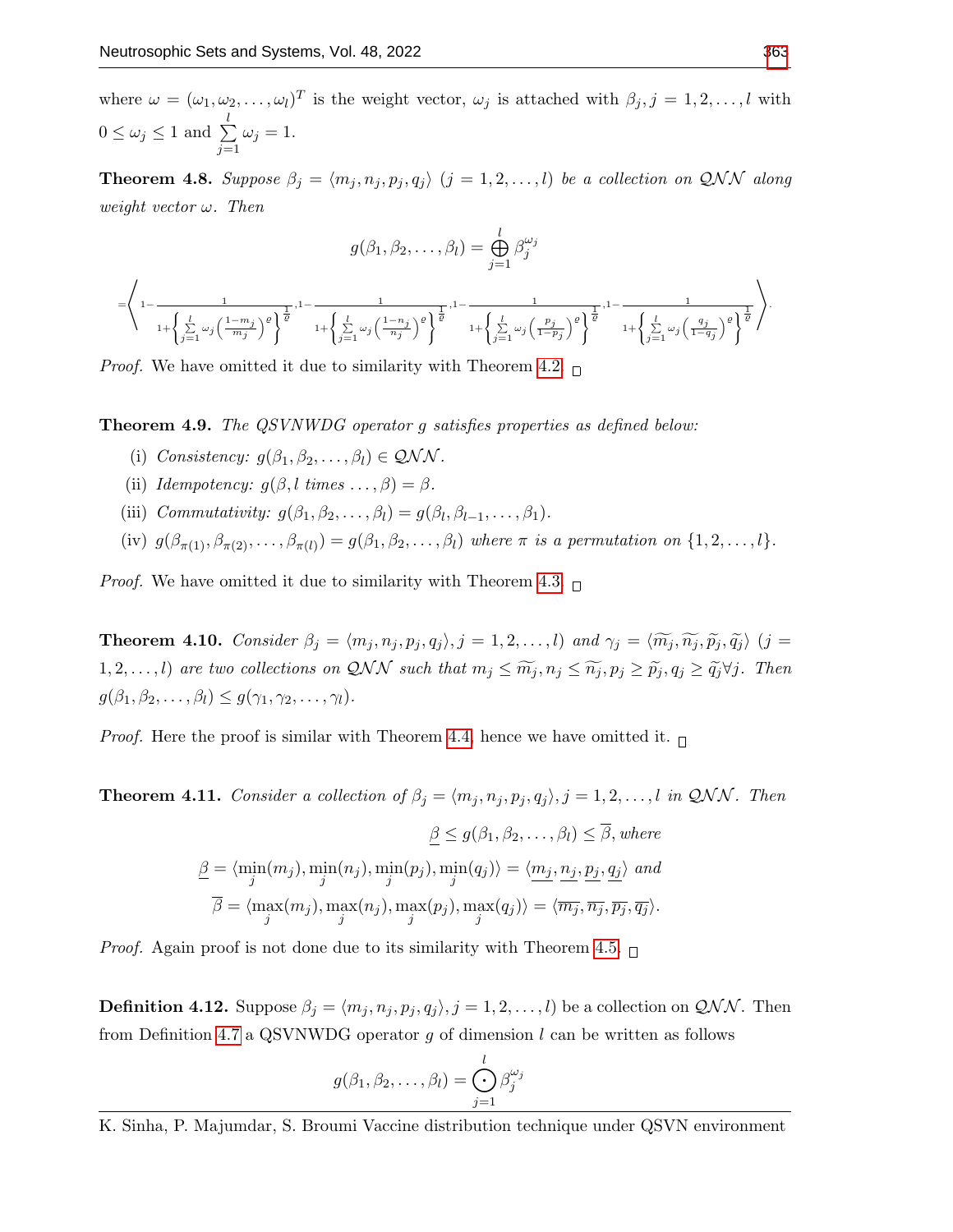where $\omega = (\omega_1, \omega_2, \ldots, \omega_l)^T$ is the weight vector, $\omega_j$ is attached with $\beta_j, j = 1, 2, \ldots, l$ with $0 \leq \omega_j \leq 1$ and $\sum_{j=1}^{l} \omega_j = 1$.

**Theorem 4.8.** *Suppose $\beta_j = \langle m_j, n_j, p_j, q_j \rangle$ $(j = 1, 2, \ldots, l)$ be a collection on $\mathcal{QNN}$ along weight vector $\omega$. Then*

$$g(\beta_1, \beta_2, \ldots, \beta_l) = \bigoplus_{j=1}^{l} \beta_j^{\omega_j}$$

$$= \left\langle 1 - \frac{1}{1 + \left\{ \sum_{j=1}^{l} \omega_j \left( \frac{1-m_j}{m_j} \right)^{\varrho} \right\}^{\frac{1}{\varrho}}}, 1 - \frac{1}{1 + \left\{ \sum_{j=1}^{l} \omega_j \left( \frac{1-n_j}{n_j} \right)^{\varrho} \right\}^{\frac{1}{\varrho}}}, 1 - \frac{1}{1 + \left\{ \sum_{j=1}^{l} \omega_j \left( \frac{p_j}{1-p_j} \right)^{\varrho} \right\}^{\frac{1}{\varrho}}}, 1 - \frac{1}{1 + \left\{ \sum_{j=1}^{l} \omega_j \left( \frac{q_j}{1-q_j} \right)^{\varrho} \right\}^{\frac{1}{\varrho}}} \right\rangle.$$

*Proof.* We have omitted it due to similarity with Theorem 4.2. □

**Theorem 4.9.** *The QSVNWDG operator $g$ satisfies properties as defined below:*

(i) *Consistency: $g(\beta_1, \beta_2, \ldots, \beta_l) \in \mathcal{QNN}$.*

(ii) *Idempotency: $g(\beta, l \text{ times } \ldots, \beta) = \beta$.*

(iii) *Commutativity: $g(\beta_1, \beta_2, \ldots, \beta_l) = g(\beta_l, \beta_{l-1}, \ldots, \beta_1)$.*

(iv) *$g(\beta_{\pi(1)}, \beta_{\pi(2)}, \ldots, \beta_{\pi(l)}) = g(\beta_1, \beta_2, \ldots, \beta_l)$ where $\pi$ is a permutation on $\{1, 2, \ldots, l\}$.*

*Proof.* We have omitted it due to similarity with Theorem 4.3. □

**Theorem 4.10.** *Consider $\beta_j = \langle m_j, n_j, p_j, q_j \rangle, j = 1, 2, \ldots, l)$ and $\gamma_j = \langle \widetilde{m_j}, \widetilde{n_j}, \widetilde{p_j}, \widetilde{q_j} \rangle$ $(j = 1, 2, \ldots, l)$ are two collections on $\mathcal{QNN}$ such that $m_j \leq \widetilde{m_j}, n_j \leq \widetilde{n_j}, p_j \geq \widetilde{p_j}, q_j \geq \widetilde{q_j} \forall j$. Then $g(\beta_1, \beta_2, \ldots, \beta_l) \leq g(\gamma_1, \gamma_2, \ldots, \gamma_l)$.*

*Proof.* Here the proof is similar with Theorem 4.4, hence we have omitted it. □

**Theorem 4.11.** *Consider a collection of $\beta_j = \langle m_j, n_j, p_j, q_j \rangle, j = 1, 2, \ldots, l$ in $\mathcal{QNN}$. Then*

$$\underline{\beta} \leq g(\beta_1, \beta_2, \ldots, \beta_l) \leq \overline{\beta}, \text{ where}$$

$$\underline{\beta} = \langle \min_j(m_j), \min_j(n_j), \min_j(p_j), \min_j(q_j) \rangle = \langle \underline{m_j}, \underline{n_j}, \underline{p_j}, \underline{q_j} \rangle \text{ and}$$

$$\overline{\beta} = \langle \max_j(m_j), \max_j(n_j), \max_j(p_j), \max_j(q_j) \rangle = \langle \overline{m_j}, \overline{n_j}, \overline{p_j}, \overline{q_j} \rangle.$$

*Proof.* Again proof is not done due to its similarity with Theorem 4.5. □

**Definition 4.12.** Suppose $\beta_j = \langle m_j, n_j, p_j, q_j \rangle, j = 1, 2, \ldots, l)$ be a collection on $\mathcal{QNN}$. Then from Definition 4.7 a QSVNWDG operator $g$ of dimension $l$ can be written as follows

$$g(\beta_1, \beta_2, \ldots, \beta_l) = \bigodot_{j=1}^{l} \beta_j^{\omega_j}$$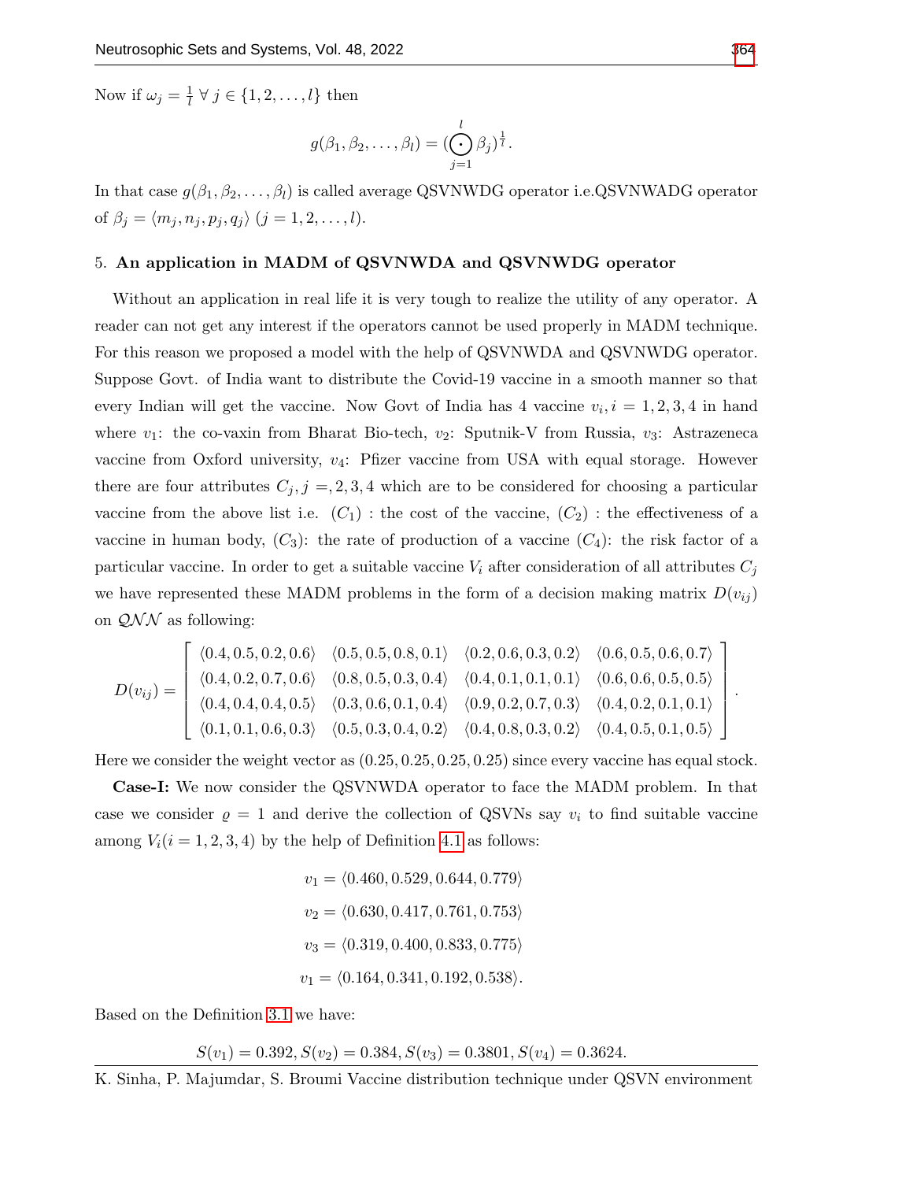Now if $\omega_j = \frac{1}{l} \; \forall \; j \in \{1, 2, \ldots, l\}$ then

$$g(\beta_1, \beta_2, \ldots, \beta_l) = (\bigodot_{j=1}^{l} \beta_j)^{\frac{1}{l}}.$$

In that case $g(\beta_1, \beta_2, \ldots, \beta_l)$ is called average QSVNWDG operator i.e.QSVNWADG operator of $\beta_j = \langle m_j, n_j, p_j, q_j \rangle$ $(j = 1, 2, \ldots, l)$.

## 5. An application in MADM of QSVNWDA and QSVNWDG operator

Without an application in real life it is very tough to realize the utility of any operator. A reader can not get any interest if the operators cannot be used properly in MADM technique. For this reason we proposed a model with the help of QSVNWDA and QSVNWDG operator. Suppose Govt. of India want to distribute the Covid-19 vaccine in a smooth manner so that every Indian will get the vaccine. Now Govt of India has 4 vaccine $v_i, i = 1, 2, 3, 4$ in hand where $v_1$: the co-vaxin from Bharat Bio-tech, $v_2$: Sputnik-V from Russia, $v_3$: Astrazeneca vaccine from Oxford university, $v_4$: Pfizer vaccine from USA with equal storage. However there are four attributes $C_j, j =, 2, 3, 4$ which are to be considered for choosing a particular vaccine from the above list i.e. $(C_1)$ : the cost of the vaccine, $(C_2)$ : the effectiveness of a vaccine in human body, $(C_3)$: the rate of production of a vaccine $(C_4)$: the risk factor of a particular vaccine. In order to get a suitable vaccine $V_i$ after consideration of all attributes $C_j$ we have represented these MADM problems in the form of a decision making matrix $D(v_{ij})$ on $\mathcal{QNN}$ as following:

$$D(v_{ij}) = \begin{bmatrix} \langle 0.4, 0.5, 0.2, 0.6 \rangle & \langle 0.5, 0.5, 0.8, 0.1 \rangle & \langle 0.2, 0.6, 0.3, 0.2 \rangle & \langle 0.6, 0.5, 0.6, 0.7 \rangle \\ \langle 0.4, 0.2, 0.7, 0.6 \rangle & \langle 0.8, 0.5, 0.3, 0.4 \rangle & \langle 0.4, 0.1, 0.1, 0.1 \rangle & \langle 0.6, 0.6, 0.5, 0.5 \rangle \\ \langle 0.4, 0.4, 0.4, 0.5 \rangle & \langle 0.3, 0.6, 0.1, 0.4 \rangle & \langle 0.9, 0.2, 0.7, 0.3 \rangle & \langle 0.4, 0.2, 0.1, 0.1 \rangle \\ \langle 0.1, 0.1, 0.6, 0.3 \rangle & \langle 0.5, 0.3, 0.4, 0.2 \rangle & \langle 0.4, 0.8, 0.3, 0.2 \rangle & \langle 0.4, 0.5, 0.1, 0.5 \rangle \end{bmatrix}.$$

Here we consider the weight vector as $(0.25, 0.25, 0.25, 0.25)$ since every vaccine has equal stock.

**Case-I:** We now consider the QSVNWDA operator to face the MADM problem. In that case we consider $\varrho = 1$ and derive the collection of QSVNs say $v_i$ to find suitable vaccine among $V_i (i = 1, 2, 3, 4)$ by the help of Definition 4.1 as follows:

$$v_1 = \langle 0.460, 0.529, 0.644, 0.779 \rangle$$

$$v_2 = \langle 0.630, 0.417, 0.761, 0.753 \rangle$$

$$v_3 = \langle 0.319, 0.400, 0.833, 0.775 \rangle$$

$$v_1 = \langle 0.164, 0.341, 0.192, 0.538 \rangle.$$

Based on the Definition 3.1 we have:

$$S(v_1) = 0.392, S(v_2) = 0.384, S(v_3) = 0.3801, S(v_4) = 0.3624.$$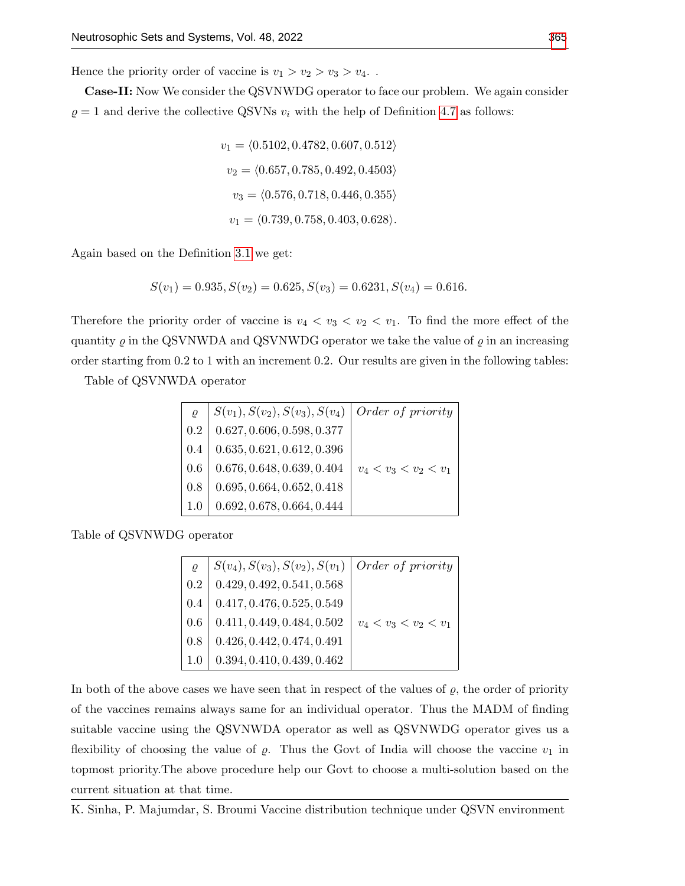Hence the priority order of vaccine is $v_1 > v_2 > v_3 > v_4$. .

**Case-II:** Now We consider the QSVNWDG operator to face our problem. We again consider $\varrho = 1$ and derive the collective QSVNs $v_i$ with the help of Definition 4.7 as follows:

$$v_1 = \langle 0.5102, 0.4782, 0.607, 0.512 \rangle$$

$$v_2 = \langle 0.657, 0.785, 0.492, 0.4503 \rangle$$

$$v_3 = \langle 0.576, 0.718, 0.446, 0.355 \rangle$$

$$v_1 = \langle 0.739, 0.758, 0.403, 0.628 \rangle.$$

Again based on the Definition 3.1 we get:

$$S(v_1) = 0.935, S(v_2) = 0.625, S(v_3) = 0.6231, S(v_4) = 0.616.$$

Therefore the priority order of vaccine is $v_4 < v_3 < v_2 < v_1$. To find the more effect of the quantity $\varrho$ in the QSVNWDA and QSVNWDG operator we take the value of $\varrho$ in an increasing order starting from 0.2 to 1 with an increment 0.2. Our results are given in the following tables:

Table of QSVNWDA operator

| $\varrho$ | $S(v_1), S(v_2), S(v_3), S(v_4)$ | *Order of priority* |
|---|---|---|
| 0.2 | 0.627, 0.606, 0.598, 0.377 | |
| 0.4 | 0.635, 0.621, 0.612, 0.396 | |
| 0.6 | 0.676, 0.648, 0.639, 0.404 | $v_4 < v_3 < v_2 < v_1$ |
| 0.8 | 0.695, 0.664, 0.652, 0.418 | |
| 1.0 | 0.692, 0.678, 0.664, 0.444 | |

Table of QSVNWDG operator

| $\varrho$ | $S(v_4), S(v_3), S(v_2), S(v_1)$ | *Order of priority* |
|---|---|---|
| 0.2 | 0.429, 0.492, 0.541, 0.568 | |
| 0.4 | 0.417, 0.476, 0.525, 0.549 | |
| 0.6 | 0.411, 0.449, 0.484, 0.502 | $v_4 < v_3 < v_2 < v_1$ |
| 0.8 | 0.426, 0.442, 0.474, 0.491 | |
| 1.0 | 0.394, 0.410, 0.439, 0.462 | |

In both of the above cases we have seen that in respect of the values of $\varrho$, the order of priority of the vaccines remains always same for an individual operator. Thus the MADM of finding suitable vaccine using the QSVNWDA operator as well as QSVNWDG operator gives us a flexibility of choosing the value of $\varrho$. Thus the Govt of India will choose the vaccine $v_1$ in topmost priority.The above procedure help our Govt to choose a multi-solution based on the current situation at that time.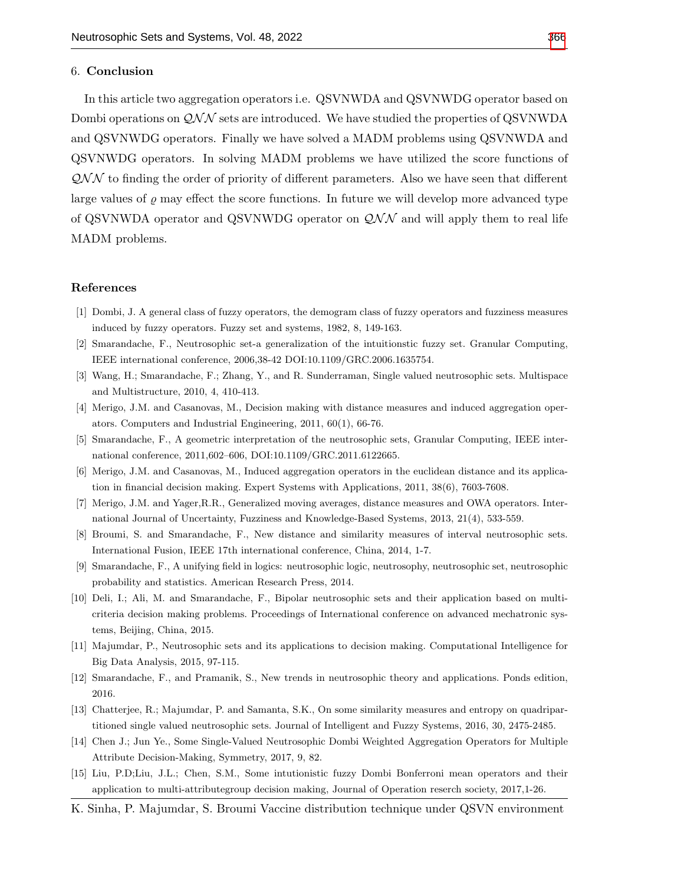## 6. Conclusion

In this article two aggregation operators i.e. QSVNWDA and QSVNWDG operator based on Dombi operations on $\mathcal{QNN}$ sets are introduced. We have studied the properties of QSVNWDA and QSVNWDG operators. Finally we have solved a MADM problems using QSVNWDA and QSVNWDG operators. In solving MADM problems we have utilized the score functions of $\mathcal{QNN}$ to finding the order of priority of different parameters. Also we have seen that different large values of $\varrho$ may effect the score functions. In future we will develop more advanced type of QSVNWDA operator and QSVNWDG operator on $\mathcal{QNN}$ and will apply them to real life MADM problems.

## References

[1] Dombi, J. A general class of fuzzy operators, the demogram class of fuzzy operators and fuzziness measures induced by fuzzy operators. Fuzzy set and systems, 1982, 8, 149-163.

[2] Smarandache, F., Neutrosophic set-a generalization of the intuitionstic fuzzy set. Granular Computing, IEEE international conference, 2006,38-42 DOI:10.1109/GRC.2006.1635754.

[3] Wang, H.; Smarandache, F.; Zhang, Y., and R. Sunderraman, Single valued neutrosophic sets. Multispace and Multistructure, 2010, 4, 410-413.

[4] Merigo, J.M. and Casanovas, M., Decision making with distance measures and induced aggregation operators. Computers and Industrial Engineering, 2011, 60(1), 66-76.

[5] Smarandache, F., A geometric interpretation of the neutrosophic sets, Granular Computing, IEEE international conference, 2011,602–606, DOI:10.1109/GRC.2011.6122665.

[6] Merigo, J.M. and Casanovas, M., Induced aggregation operators in the euclidean distance and its application in financial decision making. Expert Systems with Applications, 2011, 38(6), 7603-7608.

[7] Merigo, J.M. and Yager,R.R., Generalized moving averages, distance measures and OWA operators. International Journal of Uncertainty, Fuzziness and Knowledge-Based Systems, 2013, 21(4), 533-559.

[8] Broumi, S. and Smarandache, F., New distance and similarity measures of interval neutrosophic sets. International Fusion, IEEE 17th international conference, China, 2014, 1-7.

[9] Smarandache, F., A unifying field in logics: neutrosophic logic, neutrosophy, neutrosophic set, neutrosophic probability and statistics. American Research Press, 2014.

[10] Deli, I.; Ali, M. and Smarandache, F., Bipolar neutrosophic sets and their application based on multicriteria decision making problems. Proceedings of International conference on advanced mechatronic systems, Beijing, China, 2015.

[11] Majumdar, P., Neutrosophic sets and its applications to decision making. Computational Intelligence for Big Data Analysis, 2015, 97-115.

[12] Smarandache, F., and Pramanik, S., New trends in neutrosophic theory and applications. Ponds edition, 2016.

[13] Chatterjee, R.; Majumdar, P. and Samanta, S.K., On some similarity measures and entropy on quadripartitioned single valued neutrosophic sets. Journal of Intelligent and Fuzzy Systems, 2016, 30, 2475-2485.

[14] Chen J.; Jun Ye., Some Single-Valued Neutrosophic Dombi Weighted Aggregation Operators for Multiple Attribute Decision-Making, Symmetry, 2017, 9, 82.

[15] Liu, P.D;Liu, J.L.; Chen, S.M., Some intutionistic fuzzy Dombi Bonferroni mean operators and their application to multi-attributegroup decision making, Journal of Operation reserch society, 2017,1-26.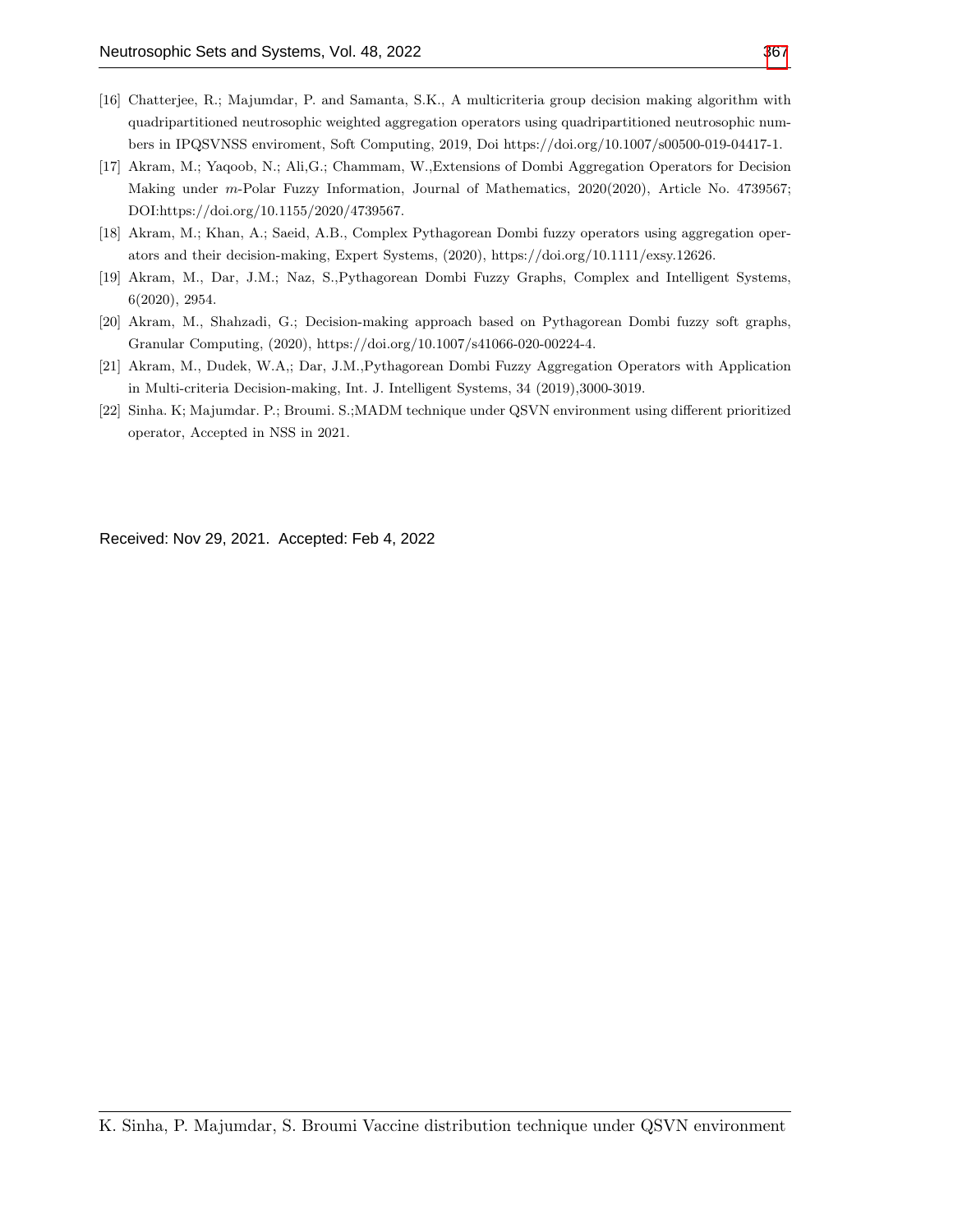[16] Chatterjee, R.; Majumdar, P. and Samanta, S.K., A multicriteria group decision making algorithm with quadripartitioned neutrosophic weighted aggregation operators using quadripartitioned neutrosophic numbers in IPQSVNSS enviroment, Soft Computing, 2019, Doi https://doi.org/10.1007/s00500-019-04417-1.

[17] Akram, M.; Yaqoob, N.; Ali,G.; Chammam, W.,Extensions of Dombi Aggregation Operators for Decision Making under $m$-Polar Fuzzy Information, Journal of Mathematics, 2020(2020), Article No. 4739567; DOI:https://doi.org/10.1155/2020/4739567.

[18] Akram, M.; Khan, A.; Saeid, A.B., Complex Pythagorean Dombi fuzzy operators using aggregation operators and their decision-making, Expert Systems, (2020), https://doi.org/10.1111/exsy.12626.

[19] Akram, M., Dar, J.M.; Naz, S.,Pythagorean Dombi Fuzzy Graphs, Complex and Intelligent Systems, 6(2020), 2954.

[20] Akram, M., Shahzadi, G.; Decision-making approach based on Pythagorean Dombi fuzzy soft graphs, Granular Computing, (2020), https://doi.org/10.1007/s41066-020-00224-4.

[21] Akram, M., Dudek, W.A,; Dar, J.M.,Pythagorean Dombi Fuzzy Aggregation Operators with Application in Multi-criteria Decision-making, Int. J. Intelligent Systems, 34 (2019),3000-3019.

[22] Sinha. K; Majumdar. P.; Broumi. S.;MADM technique under QSVN environment using different prioritized operator, Accepted in NSS in 2021.

Received: Nov 29, 2021. Accepted: Feb 4, 2022